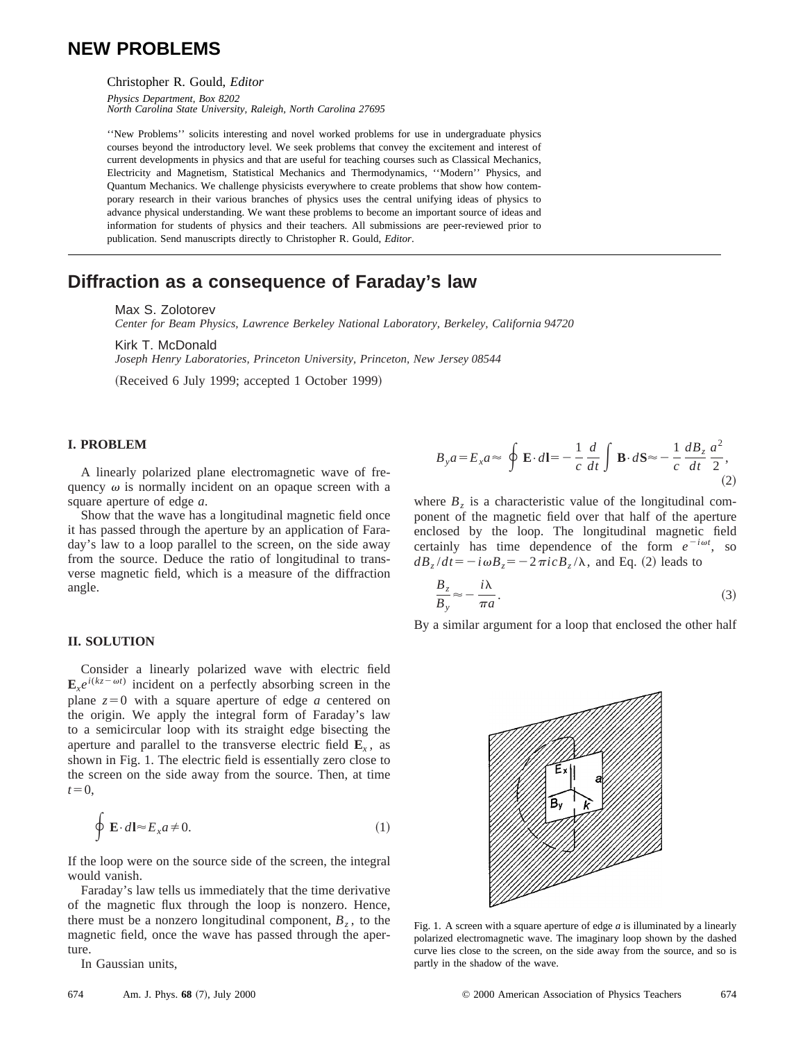# NEW PROBLEMS

Christopher R. Gould, *Editor*

*Physics Department, Box 8202*
*North Carolina State University, Raleigh, North Carolina 27695*

''New Problems'' solicits interesting and novel worked problems for use in undergraduate physics courses beyond the introductory level. We seek problems that convey the excitement and interest of current developments in physics and that are useful for teaching courses such as Classical Mechanics, Electricity and Magnetism, Statistical Mechanics and Thermodynamics, ''Modern'' Physics, and Quantum Mechanics. We challenge physicists everywhere to create problems that show how contemporary research in their various branches of physics uses the central unifying ideas of physics to advance physical understanding. We want these problems to become an important source of ideas and information for students of physics and their teachers. All submissions are peer-reviewed prior to publication. Send manuscripts directly to Christopher R. Gould, *Editor*.

## Diffraction as a consequence of Faraday's law

Max S. Zolotorev
*Center for Beam Physics, Lawrence Berkeley National Laboratory, Berkeley, California 94720*

Kirk T. McDonald
*Joseph Henry Laboratories, Princeton University, Princeton, New Jersey 08544*

(Received 6 July 1999; accepted 1 October 1999)

### I. PROBLEM

A linearly polarized plane electromagnetic wave of frequency $\omega$ is normally incident on an opaque screen with a square aperture of edge $a$.

Show that the wave has a longitudinal magnetic field once it has passed through the aperture by an application of Faraday's law to a loop parallel to the screen, on the side away from the source. Deduce the ratio of longitudinal to transverse magnetic field, which is a measure of the diffraction angle.

### II. SOLUTION

Consider a linearly polarized wave with electric field $\mathbf{E}_x e^{i(kz-\omega t)}$ incident on a perfectly absorbing screen in the plane $z=0$ with a square aperture of edge $a$ centered on the origin. We apply the integral form of Faraday's law to a semicircular loop with its straight edge bisecting the aperture and parallel to the transverse electric field $\mathbf{E}_x$, as shown in Fig. 1. The electric field is essentially zero close to the screen on the side away from the source. Then, at time $t=0$,

$$\oint \mathbf{E}\cdot d\mathbf{l} \approx E_x a \neq 0. \tag{1}$$

If the loop were on the source side of the screen, the integral would vanish.

Faraday's law tells us immediately that the time derivative of the magnetic flux through the loop is nonzero. Hence, there must be a nonzero longitudinal component, $B_z$, to the magnetic field, once the wave has passed through the aperture.

In Gaussian units,

$$B_y a = E_x a \approx \oint \mathbf{E}\cdot d\mathbf{l} = -\frac{1}{c}\frac{d}{dt}\int \mathbf{B}\cdot d\mathbf{S} \approx -\frac{1}{c}\frac{dB_z}{dt}\frac{a^2}{2}, \tag{2}$$

where $B_z$ is a characteristic value of the longitudinal component of the magnetic field over that half of the aperture enclosed by the loop. The longitudinal magnetic field certainly has time dependence of the form $e^{-i\omega t}$, so $dB_z/dt = -i\omega B_z = -2\pi i c B_z/\lambda$, and Eq. (2) leads to

$$\frac{B_z}{B_y} \approx -\frac{i\lambda}{\pi a}. \tag{3}$$

By a similar argument for a loop that enclosed the other half

Fig. 1. A screen with a square aperture of edge $a$ is illuminated by a linearly polarized electromagnetic wave. The imaginary loop shown by the dashed curve lies close to the screen, on the side away from the source, and so is partly in the shadow of the wave.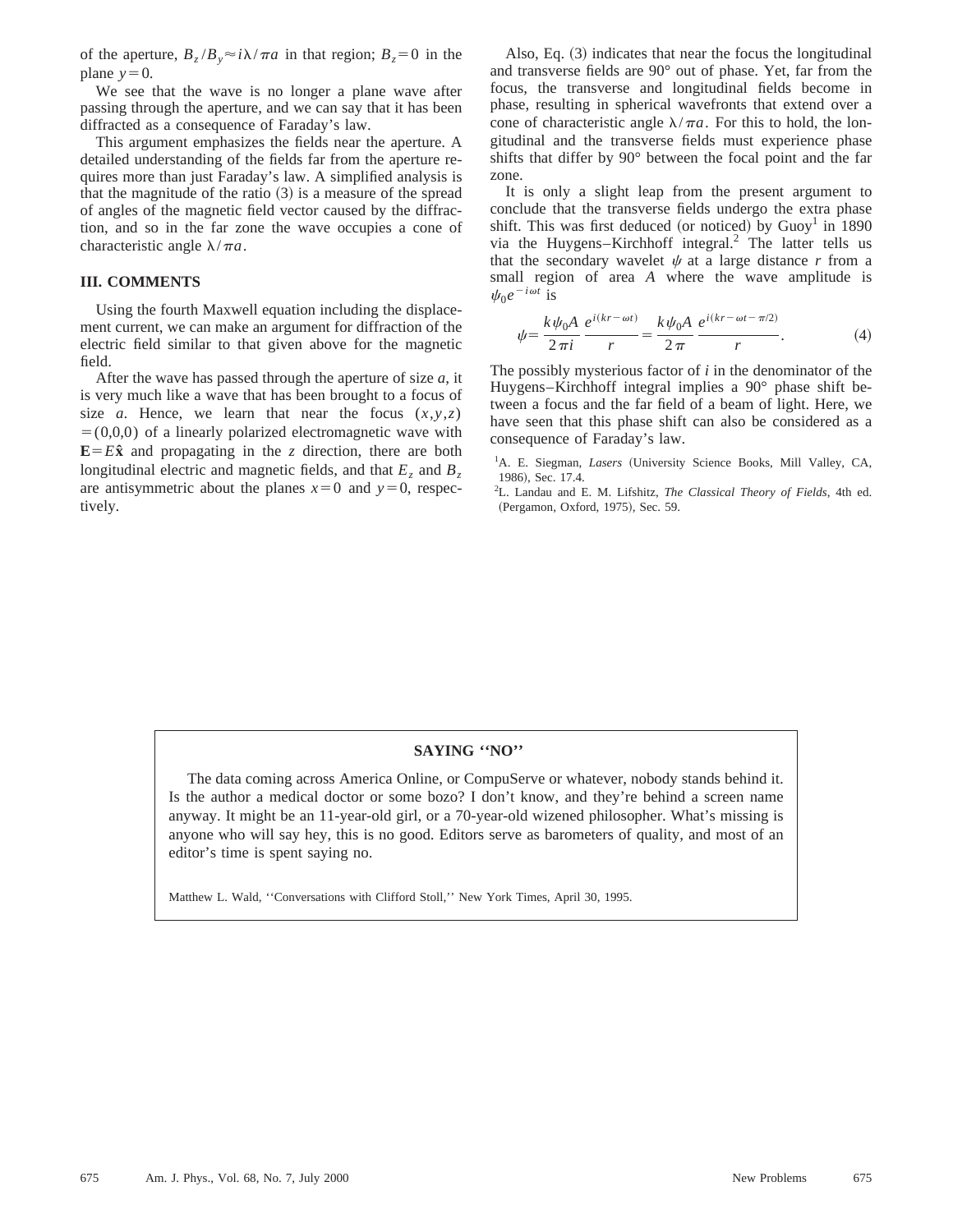of the aperture, $B_z/B_y \approx i\lambda/\pi a$ in that region; $B_z = 0$ in the plane $y = 0$.

We see that the wave is no longer a plane wave after passing through the aperture, and we can say that it has been diffracted as a consequence of Faraday's law.

This argument emphasizes the fields near the aperture. A detailed understanding of the fields far from the aperture requires more than just Faraday's law. A simplified analysis is that the magnitude of the ratio (3) is a measure of the spread of angles of the magnetic field vector caused by the diffraction, and so in the far zone the wave occupies a cone of characteristic angle $\lambda/\pi a$.

## III. COMMENTS

Using the fourth Maxwell equation including the displacement current, we can make an argument for diffraction of the electric field similar to that given above for the magnetic field.

After the wave has passed through the aperture of size $a$, it is very much like a wave that has been brought to a focus of size $a$. Hence, we learn that near the focus $(x, y, z) = (0,0,0)$ of a linearly polarized electromagnetic wave with $\mathbf{E} = E\hat{\mathbf{x}}$ and propagating in the $z$ direction, there are both longitudinal electric and magnetic fields, and that $E_z$ and $B_z$ are antisymmetric about the planes $x = 0$ and $y = 0$, respectively.

Also, Eq. (3) indicates that near the focus the longitudinal and transverse fields are 90° out of phase. Yet, far from the focus, the transverse and longitudinal fields become in phase, resulting in spherical wavefronts that extend over a cone of characteristic angle $\lambda/\pi a$. For this to hold, the longitudinal and the transverse fields must experience phase shifts that differ by 90° between the focal point and the far zone.

It is only a slight leap from the present argument to conclude that the transverse fields undergo the extra phase shift. This was first deduced (or noticed) by Guoy[1] in 1890 via the Huygens–Kirchhoff integral.[2] The latter tells us that the secondary wavelet $\psi$ at a large distance $r$ from a small region of area $A$ where the wave amplitude is $\psi_0 e^{-i\omega t}$ is

$$\psi = \frac{k\psi_0 A}{2\pi i}\,\frac{e^{i(kr-\omega t)}}{r} = \frac{k\psi_0 A}{2\pi}\,\frac{e^{i(kr-\omega t-\pi/2)}}{r}. \tag{4}$$

The possibly mysterious factor of $i$ in the denominator of the Huygens–Kirchhoff integral implies a 90° phase shift between a focus and the far field of a beam of light. Here, we have seen that this phase shift can also be considered as a consequence of Faraday's law.

[1] A. E. Siegman, *Lasers* (University Science Books, Mill Valley, CA, 1986), Sec. 17.4.

[2] L. Landau and E. M. Lifshitz, *The Classical Theory of Fields*, 4th ed. (Pergamon, Oxford, 1975), Sec. 59.

---

**SAYING ''NO''**

The data coming across America Online, or CompuServe or whatever, nobody stands behind it. Is the author a medical doctor or some bozo? I don't know, and they're behind a screen name anyway. It might be an 11-year-old girl, or a 70-year-old wizened philosopher. What's missing is anyone who will say hey, this is no good. Editors serve as barometers of quality, and most of an editor's time is spent saying no.

Matthew L. Wald, ''Conversations with Clifford Stoll,'' New York Times, April 30, 1995.